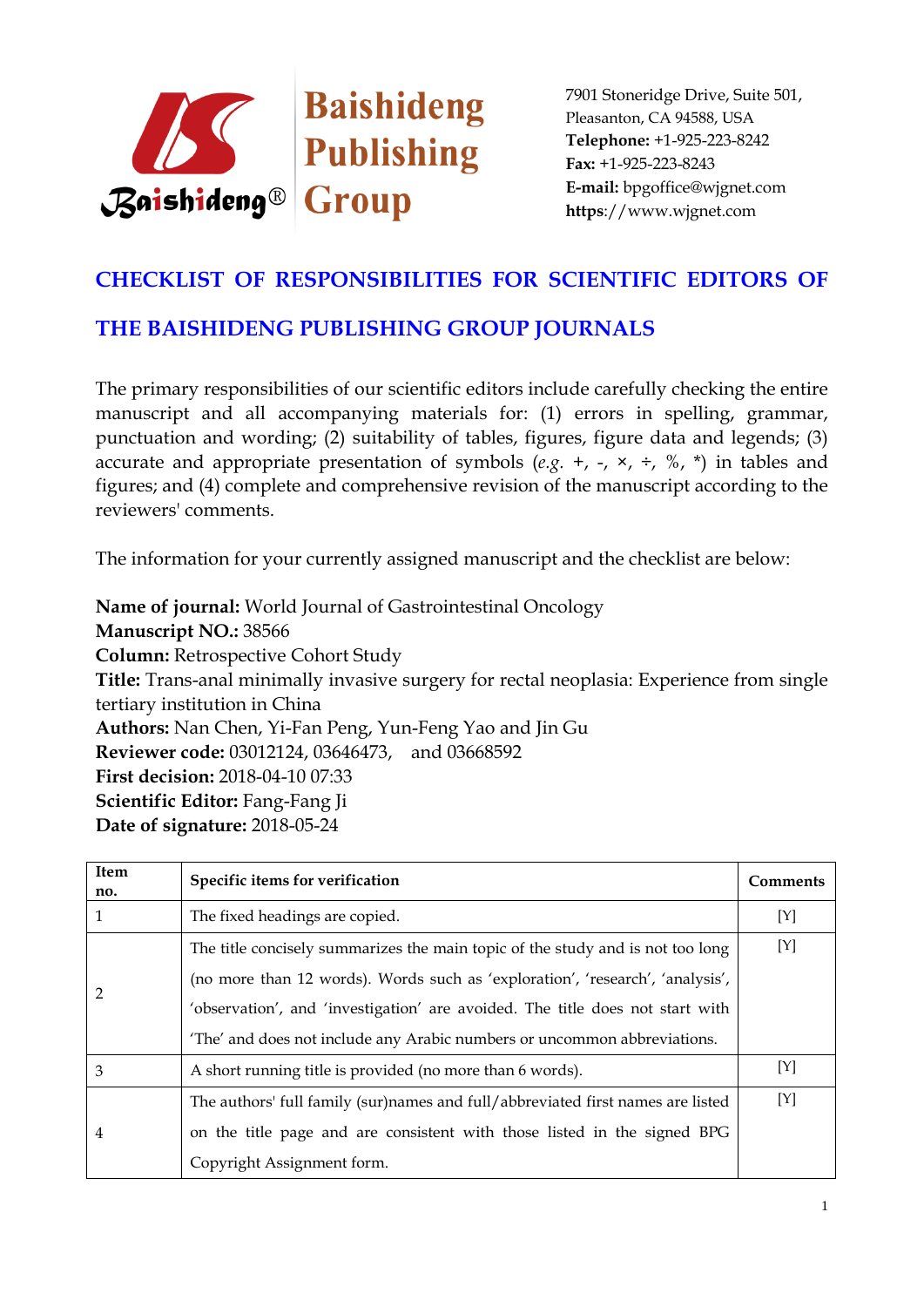Baishideng Publishing Group

7901 Stoneridge Drive, Suite 501,
Pleasanton, CA 94588, USA
**Telephone:** +1-925-223-8242
**Fax:** +1-925-223-8243
**E-mail:** bpgoffice@wjgnet.com
**https**://www.wjgnet.com

# CHECKLIST OF RESPONSIBILITIES FOR SCIENTIFIC EDITORS OF THE BAISHIDENG PUBLISHING GROUP JOURNALS

The primary responsibilities of our scientific editors include carefully checking the entire manuscript and all accompanying materials for: (1) errors in spelling, grammar, punctuation and wording; (2) suitability of tables, figures, figure data and legends; (3) accurate and appropriate presentation of symbols (*e.g.* +, -, ×, ÷, %, *) in tables and figures; and (4) complete and comprehensive revision of the manuscript according to the reviewers' comments.

The information for your currently assigned manuscript and the checklist are below:

**Name of journal:** World Journal of Gastrointestinal Oncology
**Manuscript NO.:** 38566
**Column:** Retrospective Cohort Study
**Title:** Trans-anal minimally invasive surgery for rectal neoplasia: Experience from single tertiary institution in China
**Authors:** Nan Chen, Yi-Fan Peng, Yun-Feng Yao and Jin Gu
**Reviewer code:** 03012124, 03646473, and 03668592
**First decision:** 2018-04-10 07:33
**Scientific Editor:** Fang-Fang Ji
**Date of signature:** 2018-05-24

| Item no. | Specific items for verification | Comments |
|---|---|---|
| 1 | The fixed headings are copied. | [Y] |
| 2 | The title concisely summarizes the main topic of the study and is not too long (no more than 12 words). Words such as 'exploration', 'research', 'analysis', 'observation', and 'investigation' are avoided. The title does not start with 'The' and does not include any Arabic numbers or uncommon abbreviations. | [Y] |
| 3 | A short running title is provided (no more than 6 words). | [Y] |
| 4 | The authors' full family (sur)names and full/abbreviated first names are listed on the title page and are consistent with those listed in the signed BPG Copyright Assignment form. | [Y] |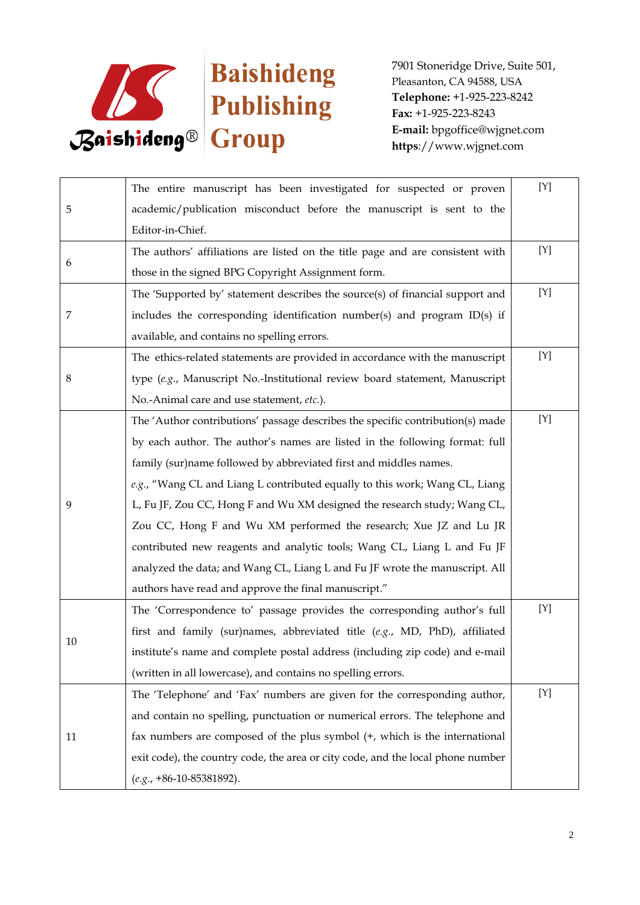| | | |
|---|---|---|
| 5 | The entire manuscript has been investigated for suspected or proven academic/publication misconduct before the manuscript is sent to the Editor-in-Chief. | [Y] |
| 6 | The authors' affiliations are listed on the title page and are consistent with those in the signed BPG Copyright Assignment form. | [Y] |
| 7 | The 'Supported by' statement describes the source(s) of financial support and includes the corresponding identification number(s) and program ID(s) if available, and contains no spelling errors. | [Y] |
| 8 | The ethics-related statements are provided in accordance with the manuscript type (*e.g.*, Manuscript No.-Institutional review board statement, Manuscript No.-Animal care and use statement, *etc.*). | [Y] |
| 9 | The 'Author contributions' passage describes the specific contribution(s) made by each author. The author's names are listed in the following format: full family (sur)name followed by abbreviated first and middles names. *e.g.*, "Wang CL and Liang L contributed equally to this work; Wang CL, Liang L, Fu JF, Zou CC, Hong F and Wu XM designed the research study; Wang CL, Zou CC, Hong F and Wu XM performed the research; Xue JZ and Lu JR contributed new reagents and analytic tools; Wang CL, Liang L and Fu JF analyzed the data; and Wang CL, Liang L and Fu JF wrote the manuscript. All authors have read and approve the final manuscript." | [Y] |
| 10 | The 'Correspondence to' passage provides the corresponding author's full first and family (sur)names, abbreviated title (*e.g.*, MD, PhD), affiliated institute's name and complete postal address (including zip code) and e-mail (written in all lowercase), and contains no spelling errors. | [Y] |
| 11 | The 'Telephone' and 'Fax' numbers are given for the corresponding author, and contain no spelling, punctuation or numerical errors. The telephone and fax numbers are composed of the plus symbol (+, which is the international exit code), the country code, the area or city code, and the local phone number (*e.g.*, +86-10-85381892). | [Y] |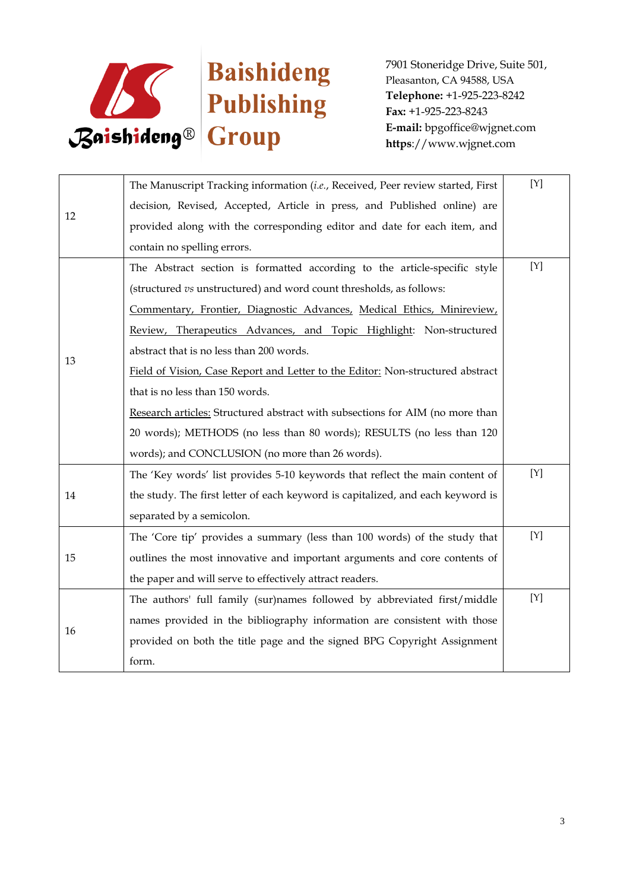| | | |
|---|---|---|
| 12 | The Manuscript Tracking information (*i.e.*, Received, Peer review started, First decision, Revised, Accepted, Article in press, and Published online) are provided along with the corresponding editor and date for each item, and contain no spelling errors. | [Y] |
| 13 | The Abstract section is formatted according to the article-specific style (structured *vs* unstructured) and word count thresholds, as follows: <u>Commentary, Frontier, Diagnostic Advances, Medical Ethics, Minireview, Review, Therapeutics Advances, and Topic Highlight</u>: Non-structured abstract that is no less than 200 words. <u>Field of Vision, Case Report and Letter to the Editor:</u> Non-structured abstract that is no less than 150 words. <u>Research articles:</u> Structured abstract with subsections for AIM (no more than 20 words); METHODS (no less than 80 words); RESULTS (no less than 120 words); and CONCLUSION (no more than 26 words). | [Y] |
| 14 | The 'Key words' list provides 5-10 keywords that reflect the main content of the study. The first letter of each keyword is capitalized, and each keyword is separated by a semicolon. | [Y] |
| 15 | The 'Core tip' provides a summary (less than 100 words) of the study that outlines the most innovative and important arguments and core contents of the paper and will serve to effectively attract readers. | [Y] |
| 16 | The authors' full family (sur)names followed by abbreviated first/middle names provided in the bibliography information are consistent with those provided on both the title page and the signed BPG Copyright Assignment form. | [Y] |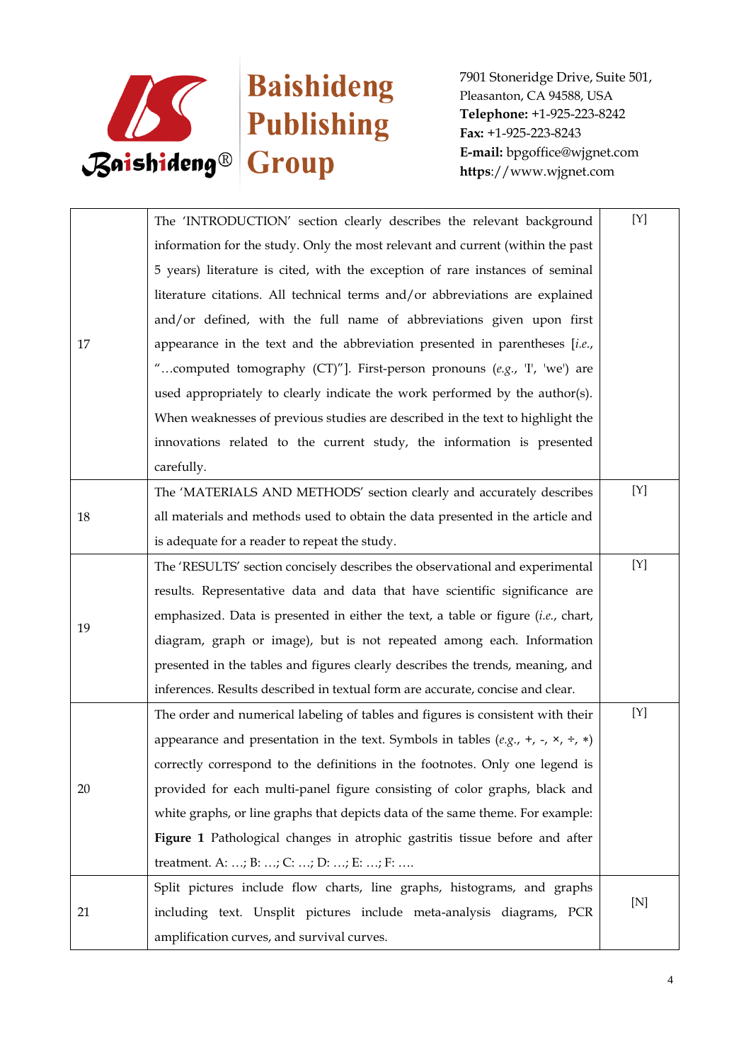| | | |
|---|---|---|
| 17 | The 'INTRODUCTION' section clearly describes the relevant background information for the study. Only the most relevant and current (within the past 5 years) literature is cited, with the exception of rare instances of seminal literature citations. All technical terms and/or abbreviations are explained and/or defined, with the full name of abbreviations given upon first appearance in the text and the abbreviation presented in parentheses [*i.e.*, "…computed tomography (CT)"]. First-person pronouns (*e.g.*, 'I', 'we') are used appropriately to clearly indicate the work performed by the author(s). When weaknesses of previous studies are described in the text to highlight the innovations related to the current study, the information is presented carefully. | [Y] |
| 18 | The 'MATERIALS AND METHODS' section clearly and accurately describes all materials and methods used to obtain the data presented in the article and is adequate for a reader to repeat the study. | [Y] |
| 19 | The 'RESULTS' section concisely describes the observational and experimental results. Representative data and data that have scientific significance are emphasized. Data is presented in either the text, a table or figure (*i.e.*, chart, diagram, graph or image), but is not repeated among each. Information presented in the tables and figures clearly describes the trends, meaning, and inferences. Results described in textual form are accurate, concise and clear. | [Y] |
| 20 | The order and numerical labeling of tables and figures is consistent with their appearance and presentation in the text. Symbols in tables (*e.g.*, +, -, ×, ÷, ∗) correctly correspond to the definitions in the footnotes. Only one legend is provided for each multi-panel figure consisting of color graphs, black and white graphs, or line graphs that depicts data of the same theme. For example: **Figure 1** Pathological changes in atrophic gastritis tissue before and after treatment. A: …; B: …; C: …; D: …; E: …; F: …. | [Y] |
| 21 | Split pictures include flow charts, line graphs, histograms, and graphs including text. Unsplit pictures include meta-analysis diagrams, PCR amplification curves, and survival curves. | [N] |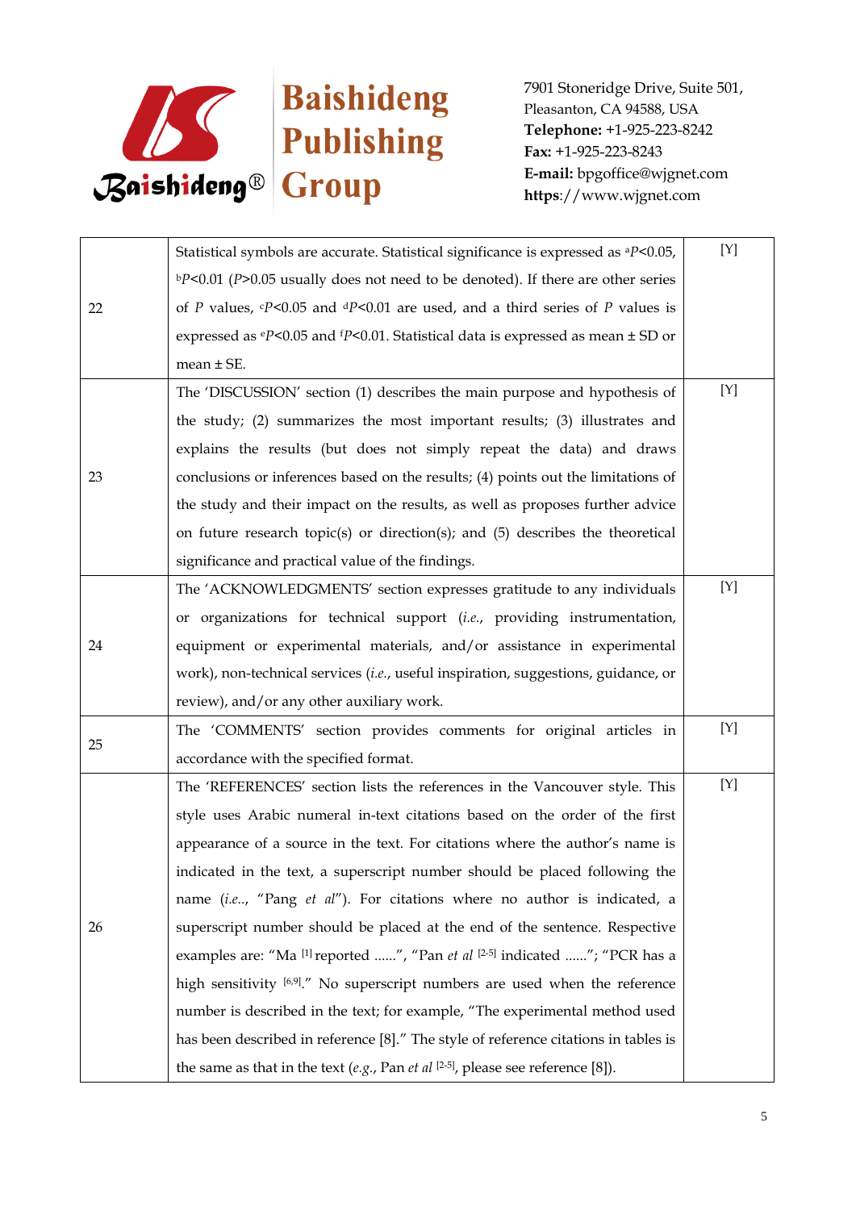| | | |
|---|---|---|
| 22 | Statistical symbols are accurate. Statistical significance is expressed as $^{a}P<0.05$, $^{b}P<0.01$ ($P>0.05$ usually does not need to be denoted). If there are other series of $P$ values, $^{c}P<0.05$ and $^{d}P<0.01$ are used, and a third series of $P$ values is expressed as $^{e}P<0.05$ and $^{f}P<0.01$. Statistical data is expressed as mean ± SD or mean ± SE. | [Y] |
| 23 | The 'DISCUSSION' section (1) describes the main purpose and hypothesis of the study; (2) summarizes the most important results; (3) illustrates and explains the results (but does not simply repeat the data) and draws conclusions or inferences based on the results; (4) points out the limitations of the study and their impact on the results, as well as proposes further advice on future research topic(s) or direction(s); and (5) describes the theoretical significance and practical value of the findings. | [Y] |
| 24 | The 'ACKNOWLEDGMENTS' section expresses gratitude to any individuals or organizations for technical support (*i.e.*, providing instrumentation, equipment or experimental materials, and/or assistance in experimental work), non-technical services (*i.e.*, useful inspiration, suggestions, guidance, or review), and/or any other auxiliary work. | [Y] |
| 25 | The 'COMMENTS' section provides comments for original articles in accordance with the specified format. | [Y] |
| 26 | The 'REFERENCES' section lists the references in the Vancouver style. This style uses Arabic numeral in-text citations based on the order of the first appearance of a source in the text. For citations where the author's name is indicated in the text, a superscript number should be placed following the name (*i.e.*., "Pang *et al*"). For citations where no author is indicated, a superscript number should be placed at the end of the sentence. Respective examples are: "Ma [1] reported ......", "Pan *et al* [2-5] indicated ......"; "PCR has a high sensitivity [6,9]." No superscript numbers are used when the reference number is described in the text; for example, "The experimental method used has been described in reference [8]." The style of reference citations in tables is the same as that in the text (*e.g.*, Pan *et al* [2-5], please see reference [8]). | [Y] |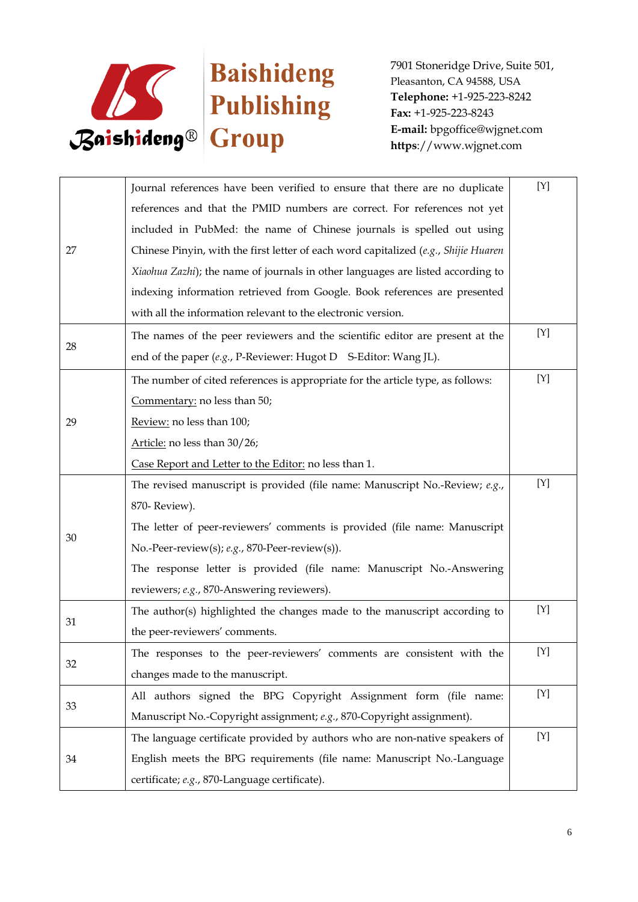| | | |
|---|---|---|
| 27 | Journal references have been verified to ensure that there are no duplicate references and that the PMID numbers are correct. For references not yet included in PubMed: the name of Chinese journals is spelled out using Chinese Pinyin, with the first letter of each word capitalized (*e.g.*, *Shijie Huaren Xiaohua Zazhi*); the name of journals in other languages are listed according to indexing information retrieved from Google. Book references are presented with all the information relevant to the electronic version. | [Y] |
| 28 | The names of the peer reviewers and the scientific editor are present at the end of the paper (*e.g.*, P-Reviewer: Hugot D  S-Editor: Wang JL). | [Y] |
| 29 | The number of cited references is appropriate for the article type, as follows:<br>Commentary: no less than 50;<br>Review: no less than 100;<br>Article: no less than 30/26;<br>Case Report and Letter to the Editor: no less than 1. | [Y] |
| 30 | The revised manuscript is provided (file name: Manuscript No.-Review; *e.g.*, 870- Review).<br>The letter of peer-reviewers' comments is provided (file name: Manuscript No.-Peer-review(s); *e.g.*, 870-Peer-review(s)).<br>The response letter is provided (file name: Manuscript No.-Answering reviewers; *e.g.*, 870-Answering reviewers). | [Y] |
| 31 | The author(s) highlighted the changes made to the manuscript according to the peer-reviewers' comments. | [Y] |
| 32 | The responses to the peer-reviewers' comments are consistent with the changes made to the manuscript. | [Y] |
| 33 | All authors signed the BPG Copyright Assignment form (file name: Manuscript No.-Copyright assignment; *e.g.*, 870-Copyright assignment). | [Y] |
| 34 | The language certificate provided by authors who are non-native speakers of English meets the BPG requirements (file name: Manuscript No.-Language certificate; *e.g.*, 870-Language certificate). | [Y] |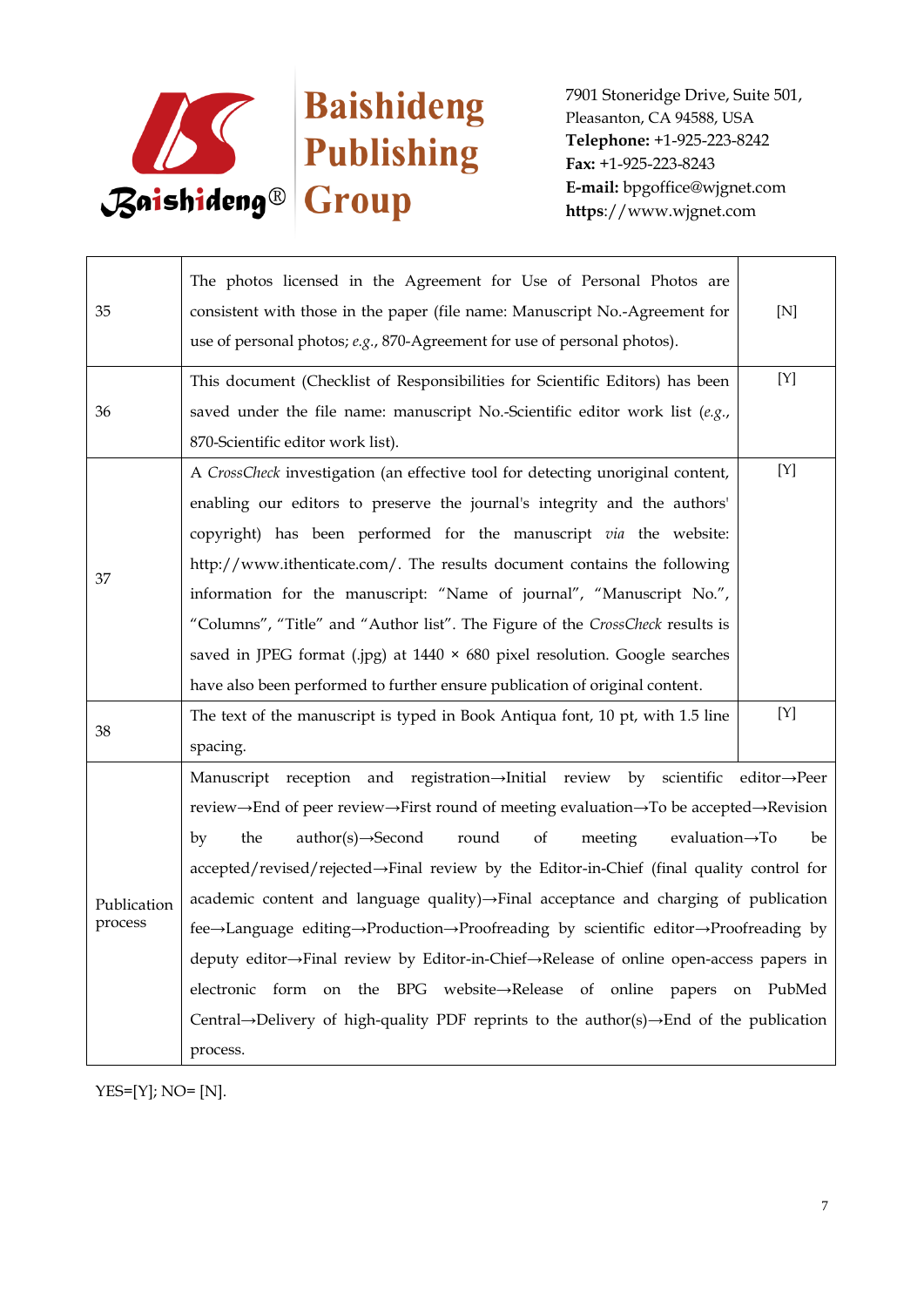| | | |
|---|---|---|
| 35 | The photos licensed in the Agreement for Use of Personal Photos are consistent with those in the paper (file name: Manuscript No.-Agreement for use of personal photos; *e.g.*, 870-Agreement for use of personal photos). | [N] |
| 36 | This document (Checklist of Responsibilities for Scientific Editors) has been saved under the file name: manuscript No.-Scientific editor work list (*e.g.*, 870-Scientific editor work list). | [Y] |
| 37 | A *CrossCheck* investigation (an effective tool for detecting unoriginal content, enabling our editors to preserve the journal's integrity and the authors' copyright) has been performed for the manuscript *via* the website: http://www.ithenticate.com/. The results document contains the following information for the manuscript: "Name of journal", "Manuscript No.", "Columns", "Title" and "Author list". The Figure of the *CrossCheck* results is saved in JPEG format (.jpg) at 1440 × 680 pixel resolution. Google searches have also been performed to further ensure publication of original content. | [Y] |
| 38 | The text of the manuscript is typed in Book Antiqua font, 10 pt, with 1.5 line spacing. | [Y] |
| Publication process | Manuscript reception and registration→Initial review by scientific editor→Peer review→End of peer review→First round of meeting evaluation→To be accepted→Revision by the author(s)→Second round of meeting evaluation→To be accepted/revised/rejected→Final review by the Editor-in-Chief (final quality control for academic content and language quality)→Final acceptance and charging of publication fee→Language editing→Production→Proofreading by scientific editor→Proofreading by deputy editor→Final review by Editor-in-Chief→Release of online open-access papers in electronic form on the BPG website→Release of online papers on PubMed Central→Delivery of high-quality PDF reprints to the author(s)→End of the publication process. | |

YES=[Y]; NO= [N].